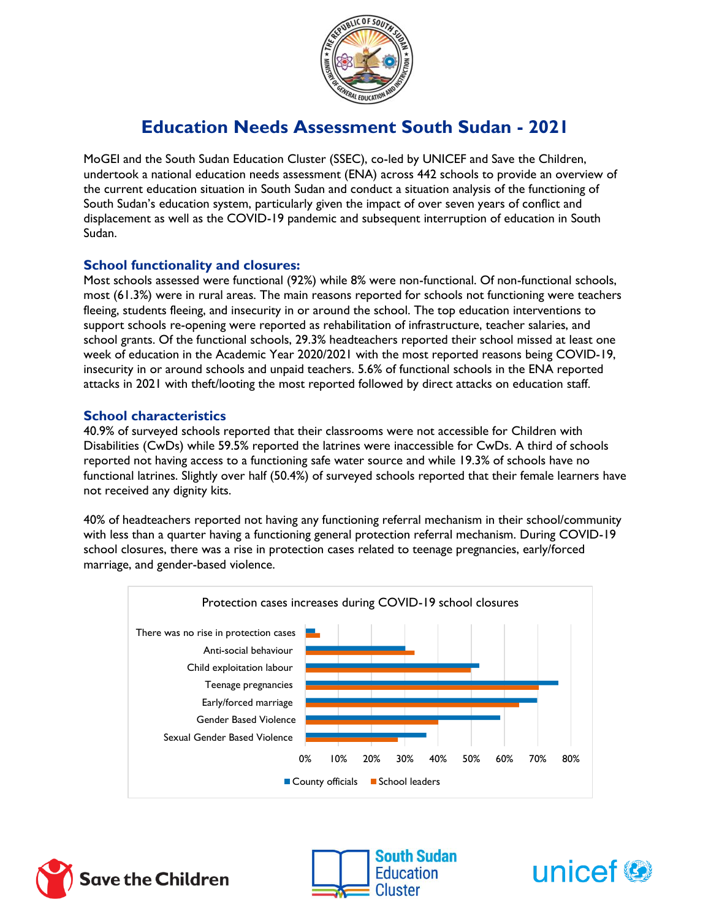# Education Needs Assessment South Sudan - 2021

MoGEI and the South Sudan Education Cluster (SSEC), co-led by UNICEF and Save the Children, undertook a national education needs assessment (ENA) across 442 schools to provide an overview of the current education situation in South Sudan and conduct a situation analysis of the functioning of South Sudan's education system, particularly given the impact of over seven years of conflict and displacement as well as the COVID-19 pandemic and subsequent interruption of education in South Sudan.

## School functionality and closures:

Most schools assessed were functional (92%) while 8% were non-functional. Of non-functional schools, most (61.3%) were in rural areas. The main reasons reported for schools not functioning were teachers fleeing, students fleeing, and insecurity in or around the school. The top education interventions to support schools re-opening were reported as rehabilitation of infrastructure, teacher salaries, and school grants. Of the functional schools, 29.3% headteachers reported their school missed at least one week of education in the Academic Year 2020/2021 with the most reported reasons being COVID-19, insecurity in or around schools and unpaid teachers. 5.6% of functional schools in the ENA reported attacks in 2021 with theft/looting the most reported followed by direct attacks on education staff.

## School characteristics

40.9% of surveyed schools reported that their classrooms were not accessible for Children with Disabilities (CwDs) while 59.5% reported the latrines were inaccessible for CwDs. A third of schools reported not having access to a functioning safe water source and while 19.3% of schools have no functional latrines. Slightly over half (50.4%) of surveyed schools reported that their female learners have not received any dignity kits.

40% of headteachers reported not having any functioning referral mechanism in their school/community with less than a quarter having a functioning general protection referral mechanism. During COVID-19 school closures, there was a rise in protection cases related to teenage pregnancies, early/forced marriage, and gender-based violence.

Protection cases increases during COVID-19 school closures

| | County officials | School leaders |
|---|---|---|
| There was no rise in protection cases | 3% | 4% |
| Anti-social behaviour | 30% | 33% |
| Child exploitation labour | 52% | 50% |
| Teenage pregnancies | 76% | 70% |
| Early/forced marriage | 70% | 64% |
| Gender Based Violence | 59% | 40% |
| Sexual Gender Based Violence | 36% | 28% |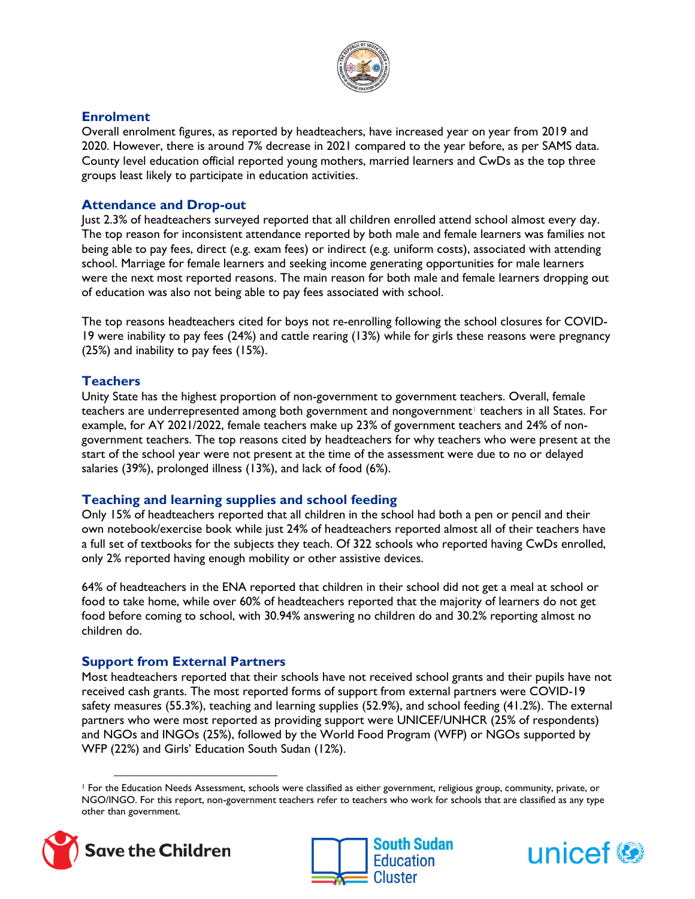## Enrolment

Overall enrolment figures, as reported by headteachers, have increased year on year from 2019 and 2020. However, there is around 7% decrease in 2021 compared to the year before, as per SAMS data. County level education official reported young mothers, married learners and CwDs as the top three groups least likely to participate in education activities.

## Attendance and Drop-out

Just 2.3% of headteachers surveyed reported that all children enrolled attend school almost every day. The top reason for inconsistent attendance reported by both male and female learners was families not being able to pay fees, direct (e.g. exam fees) or indirect (e.g. uniform costs), associated with attending school. Marriage for female learners and seeking income generating opportunities for male learners were the next most reported reasons. The main reason for both male and female learners dropping out of education was also not being able to pay fees associated with school.

The top reasons headteachers cited for boys not re-enrolling following the school closures for COVID-19 were inability to pay fees (24%) and cattle rearing (13%) while for girls these reasons were pregnancy (25%) and inability to pay fees (15%).

## Teachers

Unity State has the highest proportion of non-government to government teachers. Overall, female teachers are underrepresented among both government and nongovernment[1] teachers in all States. For example, for AY 2021/2022, female teachers make up 23% of government teachers and 24% of non-government teachers. The top reasons cited by headteachers for why teachers who were present at the start of the school year were not present at the time of the assessment were due to no or delayed salaries (39%), prolonged illness (13%), and lack of food (6%).

## Teaching and learning supplies and school feeding

Only 15% of headteachers reported that all children in the school had both a pen or pencil and their own notebook/exercise book while just 24% of headteachers reported almost all of their teachers have a full set of textbooks for the subjects they teach. Of 322 schools who reported having CwDs enrolled, only 2% reported having enough mobility or other assistive devices.

64% of headteachers in the ENA reported that children in their school did not get a meal at school or food to take home, while over 60% of headteachers reported that the majority of learners do not get food before coming to school, with 30.94% answering no children do and 30.2% reporting almost no children do.

## Support from External Partners

Most headteachers reported that their schools have not received school grants and their pupils have not received cash grants. The most reported forms of support from external partners were COVID-19 safety measures (55.3%), teaching and learning supplies (52.9%), and school feeding (41.2%). The external partners who were most reported as providing support were UNICEF/UNHCR (25% of respondents) and NGOs and INGOs (25%), followed by the World Food Program (WFP) or NGOs supported by WFP (22%) and Girls' Education South Sudan (12%).

---

[1] For the Education Needs Assessment, schools were classified as either government, religious group, community, private, or NGO/INGO. For this report, non-government teachers refer to teachers who work for schools that are classified as any type other than government.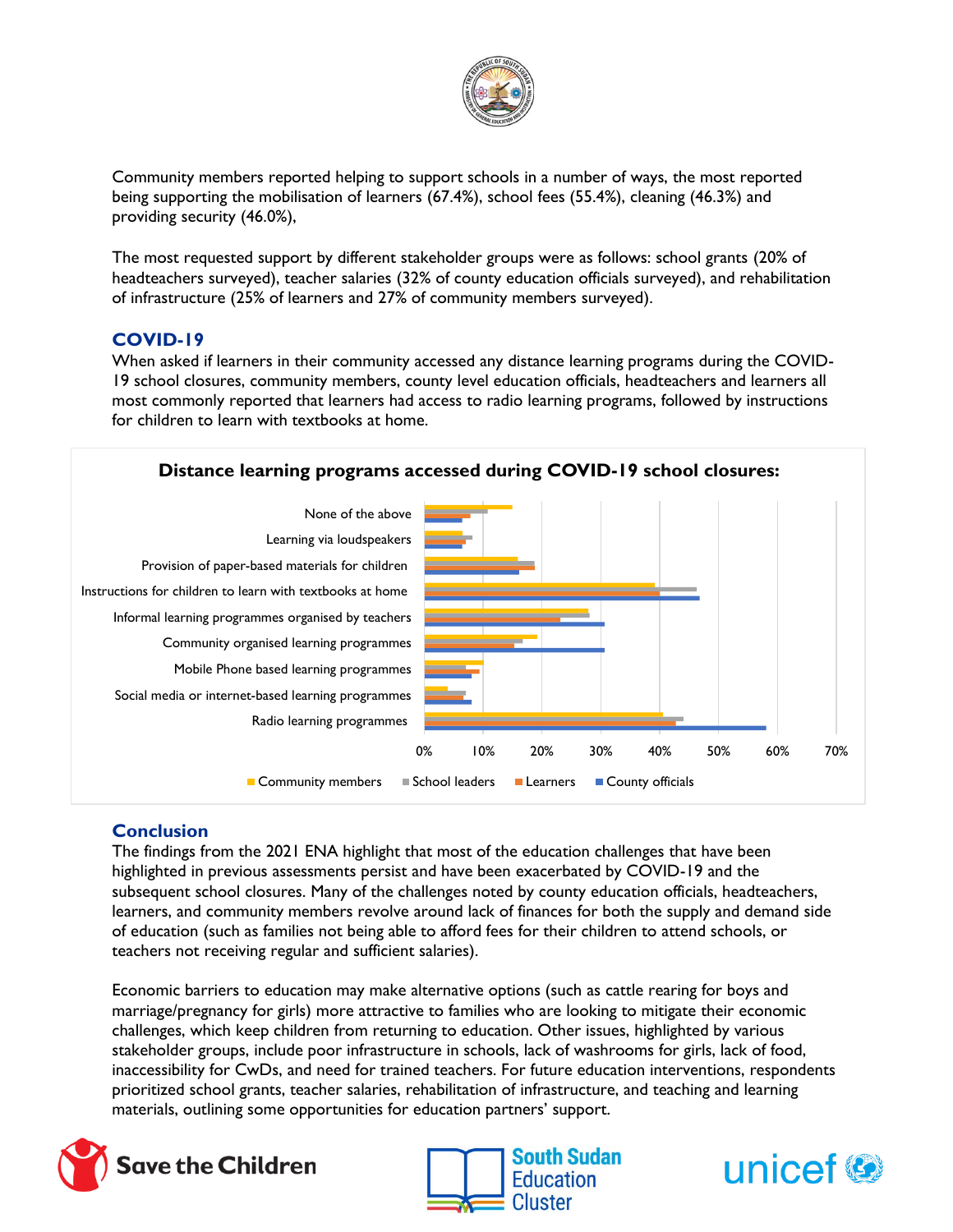Community members reported helping to support schools in a number of ways, the most reported being supporting the mobilisation of learners (67.4%), school fees (55.4%), cleaning (46.3%) and providing security (46.0%),

The most requested support by different stakeholder groups were as follows: school grants (20% of headteachers surveyed), teacher salaries (32% of county education officials surveyed), and rehabilitation of infrastructure (25% of learners and 27% of community members surveyed).

## COVID-19

When asked if learners in their community accessed any distance learning programs during the COVID-19 school closures, community members, county level education officials, headteachers and learners all most commonly reported that learners had access to radio learning programs, followed by instructions for children to learn with textbooks at home.

**Distance learning programs accessed during COVID-19 school closures:**

None of the above
Learning via loudspeakers
Provision of paper-based materials for children
Instructions for children to learn with textbooks at home
Informal learning programmes organised by teachers
Community organised learning programmes
Mobile Phone based learning programmes
Social media or internet-based learning programmes
Radio learning programmes

0% 10% 20% 30% 40% 50% 60% 70%

Community members, School leaders, Learners, County officials

## Conclusion

The findings from the 2021 ENA highlight that most of the education challenges that have been highlighted in previous assessments persist and have been exacerbated by COVID-19 and the subsequent school closures. Many of the challenges noted by county education officials, headteachers, learners, and community members revolve around lack of finances for both the supply and demand side of education (such as families not being able to afford fees for their children to attend schools, or teachers not receiving regular and sufficient salaries).

Economic barriers to education may make alternative options (such as cattle rearing for boys and marriage/pregnancy for girls) more attractive to families who are looking to mitigate their economic challenges, which keep children from returning to education. Other issues, highlighted by various stakeholder groups, include poor infrastructure in schools, lack of washrooms for girls, lack of food, inaccessibility for CwDs, and need for trained teachers. For future education interventions, respondents prioritized school grants, teacher salaries, rehabilitation of infrastructure, and teaching and learning materials, outlining some opportunities for education partners' support.

Save the Children | South Sudan Education Cluster | unicef